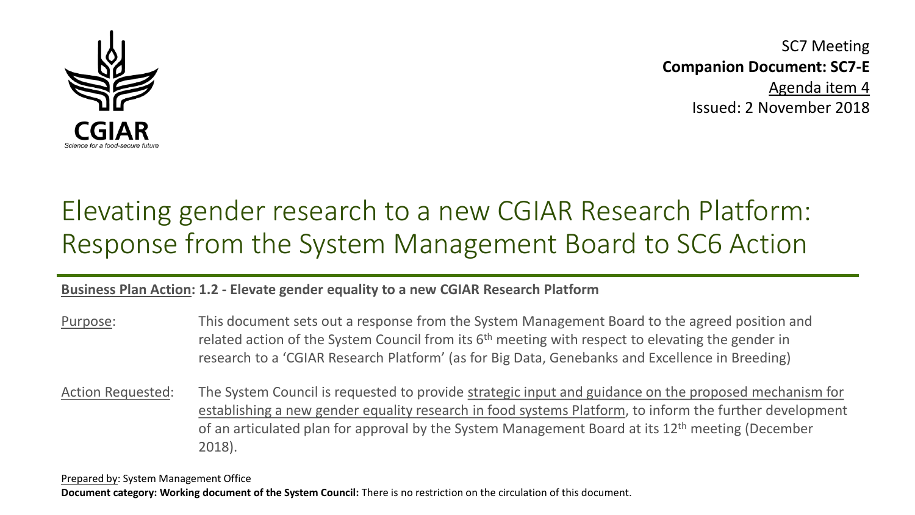CGIAR

Science for a food-secure future

SC7 Meeting

**Companion Document: SC7-E**

Agenda item 4

Issued: 2 November 2018

# Elevating gender research to a new CGIAR Research Platform: Response from the System Management Board to SC6 Action

**Business Plan Action: 1.2 - Elevate gender equality to a new CGIAR Research Platform**

Purpose: This document sets out a response from the System Management Board to the agreed position and related action of the System Council from its 6th meeting with respect to elevating the gender in research to a 'CGIAR Research Platform' (as for Big Data, Genebanks and Excellence in Breeding)

Action Requested: The System Council is requested to provide strategic input and guidance on the proposed mechanism for establishing a new gender equality research in food systems Platform, to inform the further development of an articulated plan for approval by the System Management Board at its 12th meeting (December 2018).

Prepared by: System Management Office

**Document category: Working document of the System Council:** There is no restriction on the circulation of this document.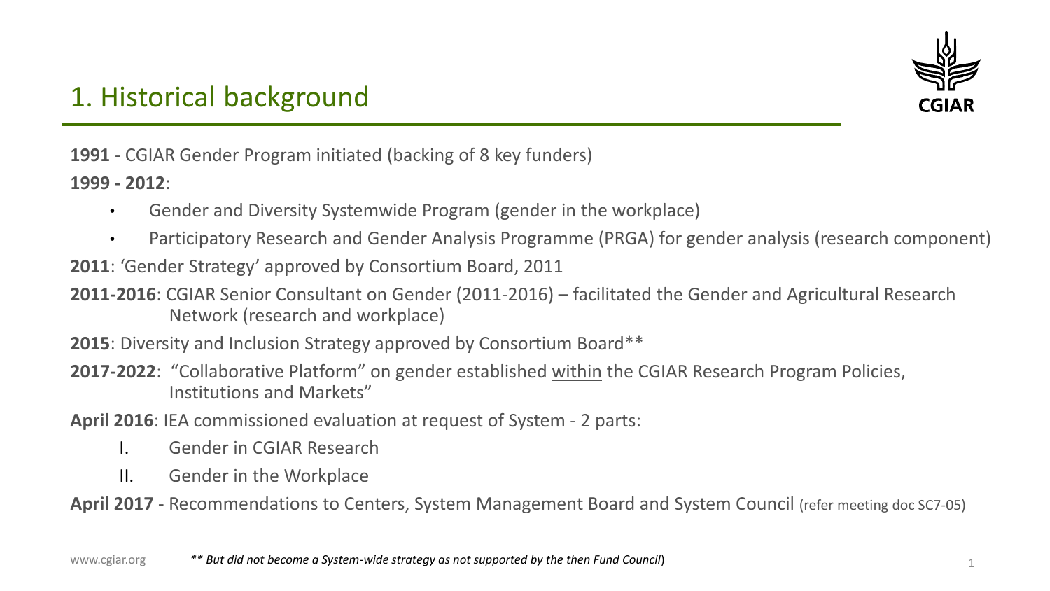# 1. Historical background

**1991** - CGIAR Gender Program initiated (backing of 8 key funders)

**1999 - 2012**:

- Gender and Diversity Systemwide Program (gender in the workplace)
- Participatory Research and Gender Analysis Programme (PRGA) for gender analysis (research component)

**2011**: 'Gender Strategy' approved by Consortium Board, 2011

**2011-2016**: CGIAR Senior Consultant on Gender (2011-2016) – facilitated the Gender and Agricultural Research Network (research and workplace)

**2015**: Diversity and Inclusion Strategy approved by Consortium Board**

**2017-2022**: "Collaborative Platform" on gender established <u>within</u> the CGIAR Research Program Policies, Institutions and Markets"

**April 2016**: IEA commissioned evaluation at request of System - 2 parts:

I. Gender in CGIAR Research

II. Gender in the Workplace

**April 2017** - Recommendations to Centers, System Management Board and System Council (refer meeting doc SC7-05)

*** But did not become a System-wide strategy as not supported by the then Fund Council*)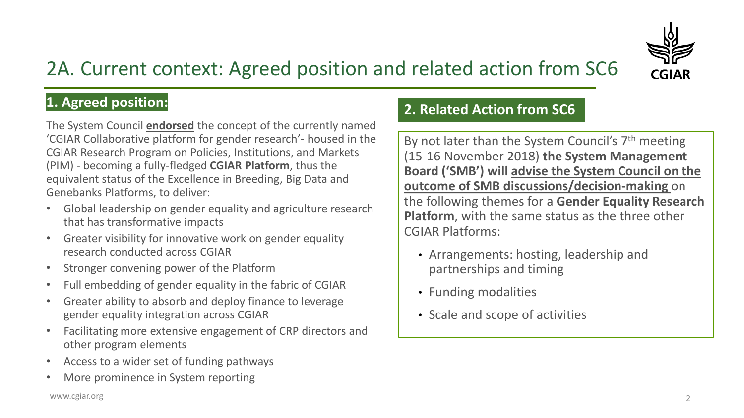# 2A. Current context: Agreed position and related action from SC6

## 1. Agreed position:

The System Council **endorsed** the concept of the currently named 'CGIAR Collaborative platform for gender research'- housed in the CGIAR Research Program on Policies, Institutions, and Markets (PIM) - becoming a fully-fledged **CGIAR Platform**, thus the equivalent status of the Excellence in Breeding, Big Data and Genebanks Platforms, to deliver:

- Global leadership on gender equality and agriculture research that has transformative impacts
- Greater visibility for innovative work on gender equality research conducted across CGIAR
- Stronger convening power of the Platform
- Full embedding of gender equality in the fabric of CGIAR
- Greater ability to absorb and deploy finance to leverage gender equality integration across CGIAR
- Facilitating more extensive engagement of CRP directors and other program elements
- Access to a wider set of funding pathways
- More prominence in System reporting

## 2. Related Action from SC6

By not later than the System Council's 7th meeting (15-16 November 2018) **the System Management Board ('SMB') will advise the System Council on the outcome of SMB discussions/decision-making** on the following themes for a **Gender Equality Research Platform**, with the same status as the three other CGIAR Platforms:

- Arrangements: hosting, leadership and partnerships and timing
- Funding modalities
- Scale and scope of activities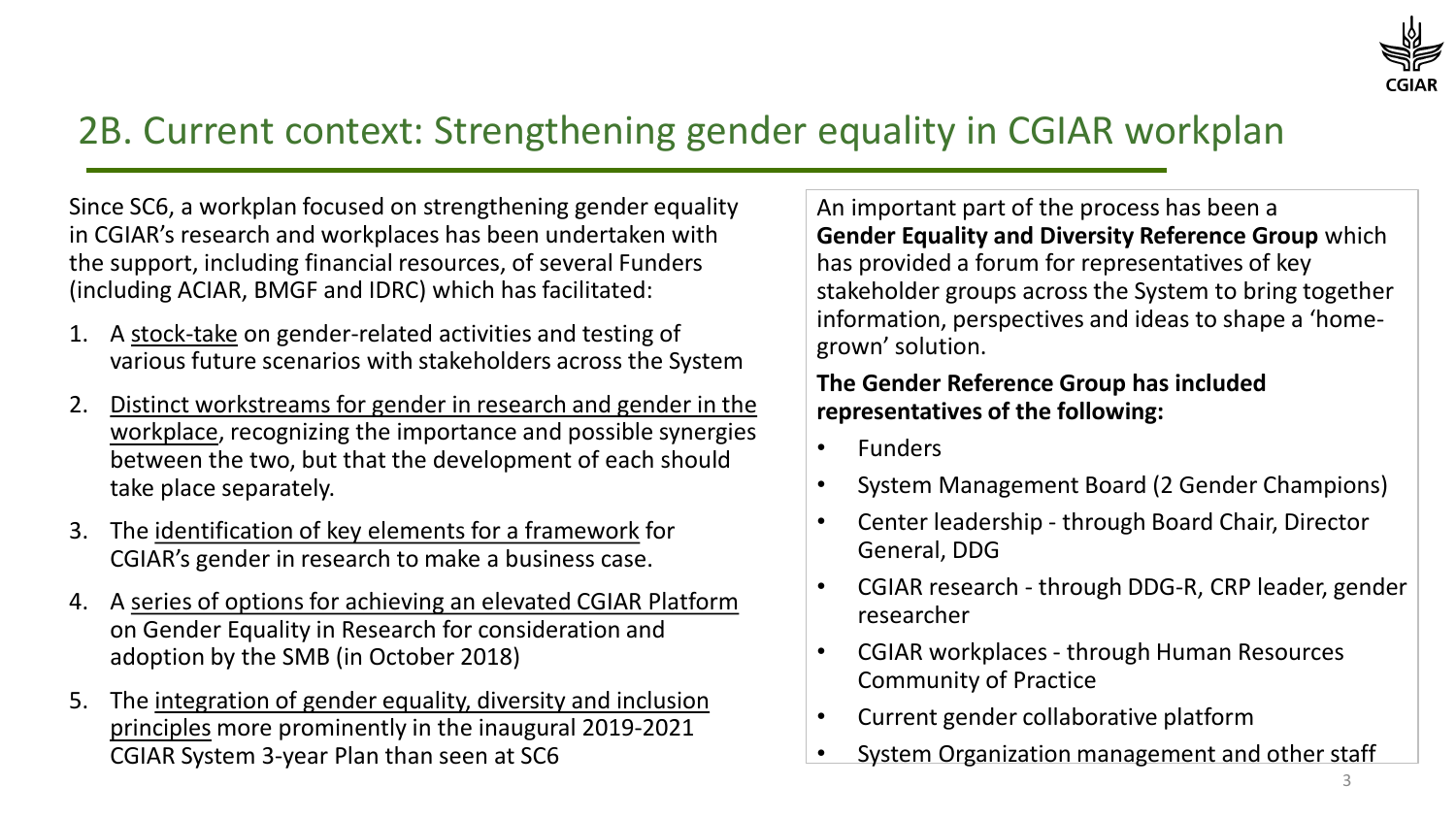## 2B. Current context: Strengthening gender equality in CGIAR workplan

Since SC6, a workplan focused on strengthening gender equality in CGIAR's research and workplaces has been undertaken with the support, including financial resources, of several Funders (including ACIAR, BMGF and IDRC) which has facilitated:

1. A stock-take on gender-related activities and testing of various future scenarios with stakeholders across the System
2. Distinct workstreams for gender in research and gender in the workplace, recognizing the importance and possible synergies between the two, but that the development of each should take place separately.
3. The identification of key elements for a framework for CGIAR's gender in research to make a business case.
4. A series of options for achieving an elevated CGIAR Platform on Gender Equality in Research for consideration and adoption by the SMB (in October 2018)
5. The integration of gender equality, diversity and inclusion principles more prominently in the inaugural 2019-2021 CGIAR System 3-year Plan than seen at SC6

An important part of the process has been a **Gender Equality and Diversity Reference Group** which has provided a forum for representatives of key stakeholder groups across the System to bring together information, perspectives and ideas to shape a 'home-grown' solution.

**The Gender Reference Group has included representatives of the following:**

- Funders
- System Management Board (2 Gender Champions)
- Center leadership - through Board Chair, Director General, DDG
- CGIAR research - through DDG-R, CRP leader, gender researcher
- CGIAR workplaces - through Human Resources Community of Practice
- Current gender collaborative platform
- System Organization management and other staff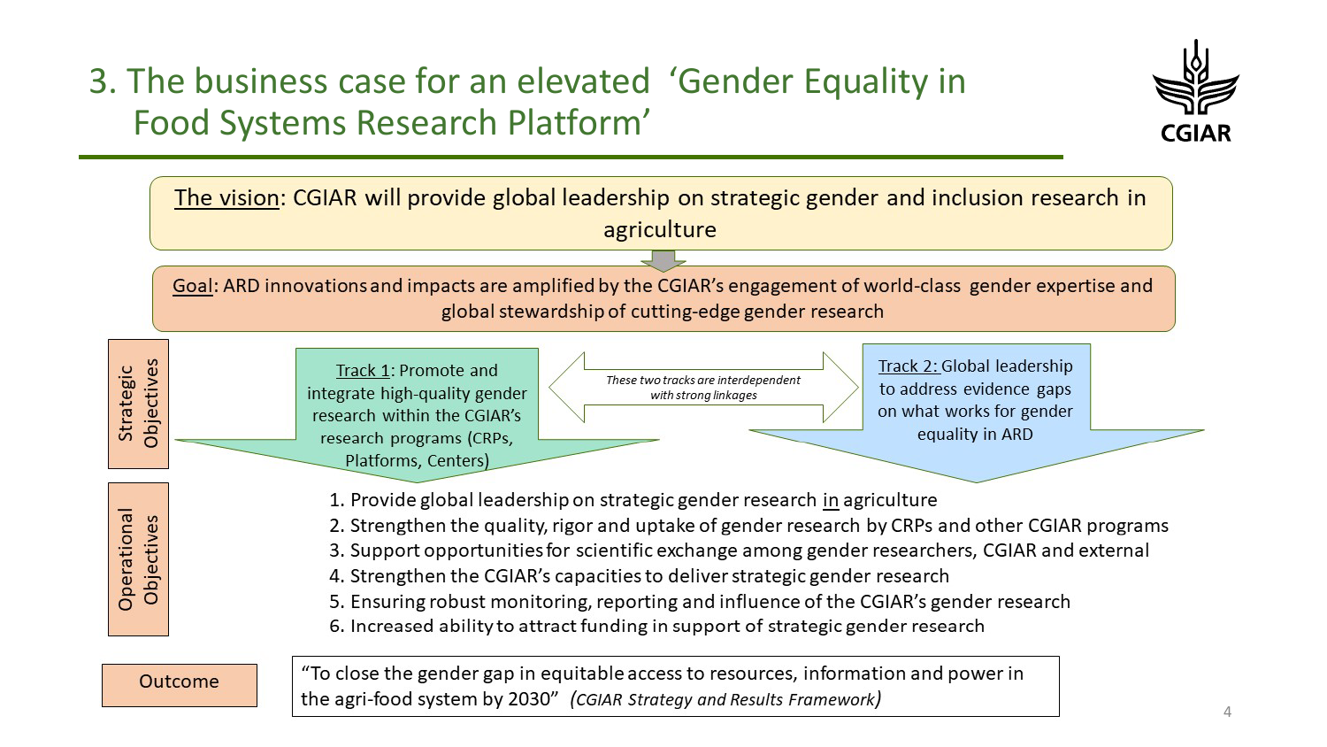# 3. The business case for an elevated 'Gender Equality in Food Systems Research Platform'

CGIAR

The vision: CGIAR will provide global leadership on strategic gender and inclusion research in agriculture

Goal: ARD innovations and impacts are amplified by the CGIAR's engagement of world-class gender expertise and global stewardship of cutting-edge gender research

## Strategic Objectives

**Track 1**: Promote and integrate high-quality gender research within the CGIAR's research programs (CRPs, Platforms, Centers)

*These two tracks are interdependent with strong linkages*

**Track 2**: Global leadership to address evidence gaps on what works for gender equality in ARD

## Operational Objectives

1. Provide global leadership on strategic gender research in agriculture
2. Strengthen the quality, rigor and uptake of gender research by CRPs and other CGIAR programs
3. Support opportunities for scientific exchange among gender researchers, CGIAR and external
4. Strengthen the CGIAR's capacities to deliver strategic gender research
5. Ensuring robust monitoring, reporting and influence of the CGIAR's gender research
6. Increased ability to attract funding in support of strategic gender research

## Outcome

"To close the gender gap in equitable access to resources, information and power in the agri-food system by 2030" *(CGIAR Strategy and Results Framework)*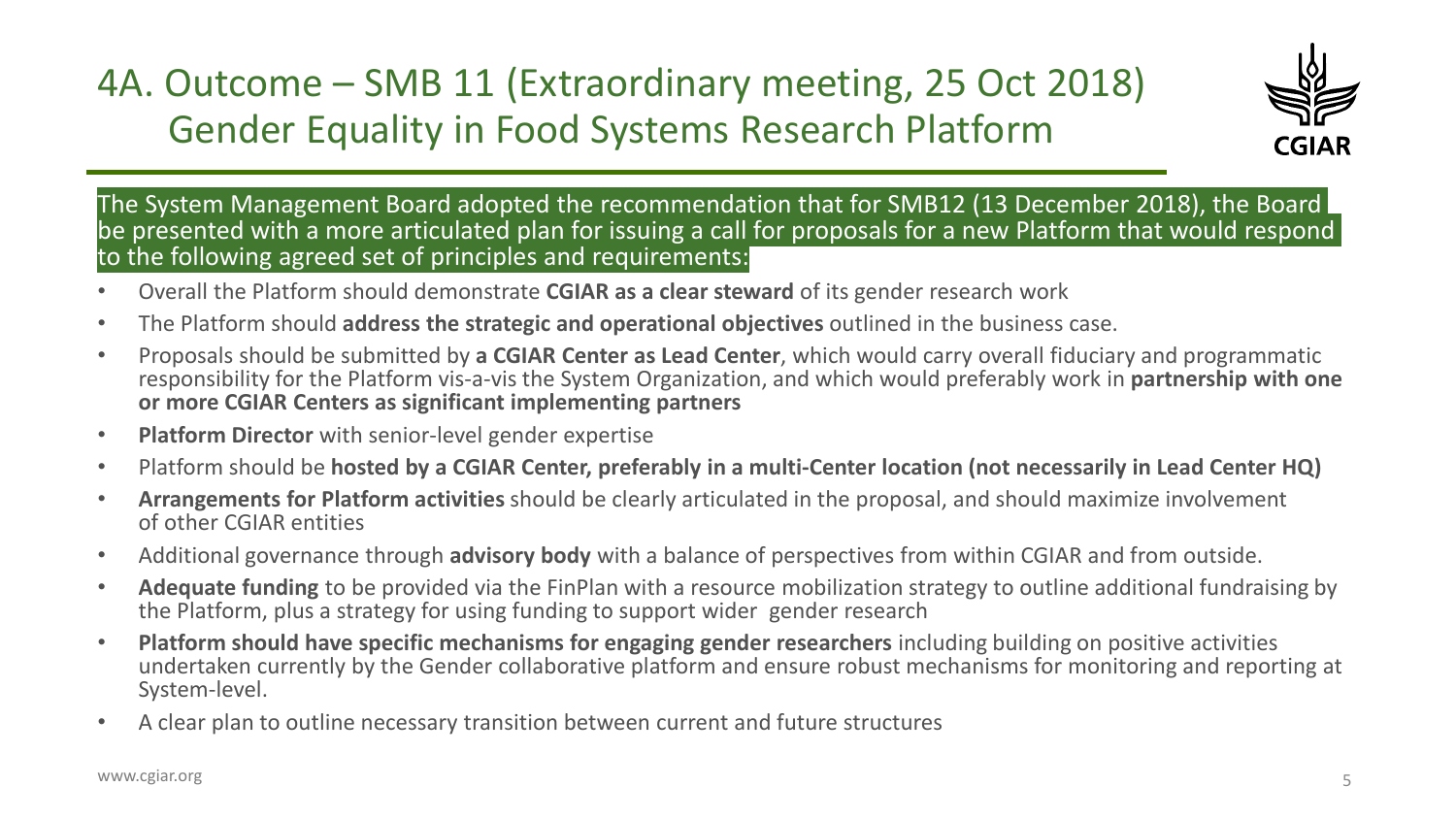# 4A. Outcome – SMB 11 (Extraordinary meeting, 25 Oct 2018) Gender Equality in Food Systems Research Platform

The System Management Board adopted the recommendation that for SMB12 (13 December 2018), the Board be presented with a more articulated plan for issuing a call for proposals for a new Platform that would respond to the following agreed set of principles and requirements:

- Overall the Platform should demonstrate **CGIAR as a clear steward** of its gender research work
- The Platform should **address the strategic and operational objectives** outlined in the business case.
- Proposals should be submitted by **a CGIAR Center as Lead Center**, which would carry overall fiduciary and programmatic responsibility for the Platform vis-a-vis the System Organization, and which would preferably work in **partnership with one or more CGIAR Centers as significant implementing partners**
- **Platform Director** with senior-level gender expertise
- Platform should be **hosted by a CGIAR Center, preferably in a multi-Center location (not necessarily in Lead Center HQ)**
- **Arrangements for Platform activities** should be clearly articulated in the proposal, and should maximize involvement of other CGIAR entities
- Additional governance through **advisory body** with a balance of perspectives from within CGIAR and from outside.
- **Adequate funding** to be provided via the FinPlan with a resource mobilization strategy to outline additional fundraising by the Platform, plus a strategy for using funding to support wider gender research
- **Platform should have specific mechanisms for engaging gender researchers** including building on positive activities undertaken currently by the Gender collaborative platform and ensure robust mechanisms for monitoring and reporting at System-level.
- A clear plan to outline necessary transition between current and future structures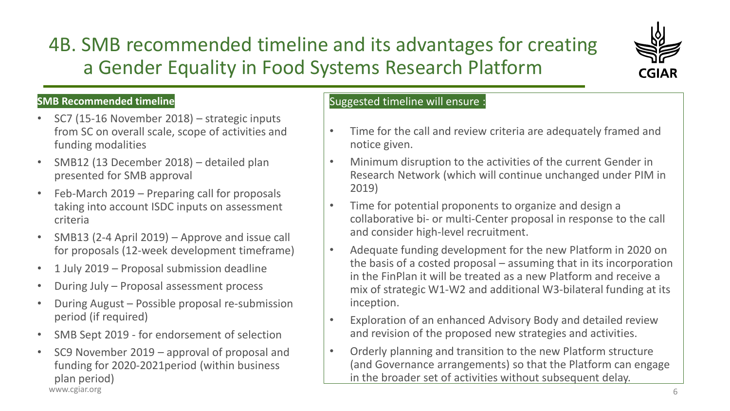# 4B. SMB recommended timeline and its advantages for creating a Gender Equality in Food Systems Research Platform

**SMB Recommended timeline**

- SC7 (15-16 November 2018) – strategic inputs from SC on overall scale, scope of activities and funding modalities
- SMB12 (13 December 2018) – detailed plan presented for SMB approval
- Feb-March 2019 – Preparing call for proposals taking into account ISDC inputs on assessment criteria
- SMB13 (2-4 April 2019) – Approve and issue call for proposals (12-week development timeframe)
- 1 July 2019 – Proposal submission deadline
- During July – Proposal assessment process
- During August – Possible proposal re-submission period (if required)
- SMB Sept 2019 - for endorsement of selection
- SC9 November 2019 – approval of proposal and funding for 2020-2021period (within business plan period)

**Suggested timeline will ensure :**

- Time for the call and review criteria are adequately framed and notice given.
- Minimum disruption to the activities of the current Gender in Research Network (which will continue unchanged under PIM in 2019)
- Time for potential proponents to organize and design a collaborative bi- or multi-Center proposal in response to the call and consider high-level recruitment.
- Adequate funding development for the new Platform in 2020 on the basis of a costed proposal – assuming that in its incorporation in the FinPlan it will be treated as a new Platform and receive a mix of strategic W1-W2 and additional W3-bilateral funding at its inception.
- Exploration of an enhanced Advisory Body and detailed review and revision of the proposed new strategies and activities.
- Orderly planning and transition to the new Platform structure (and Governance arrangements) so that the Platform can engage in the broader set of activities without subsequent delay.